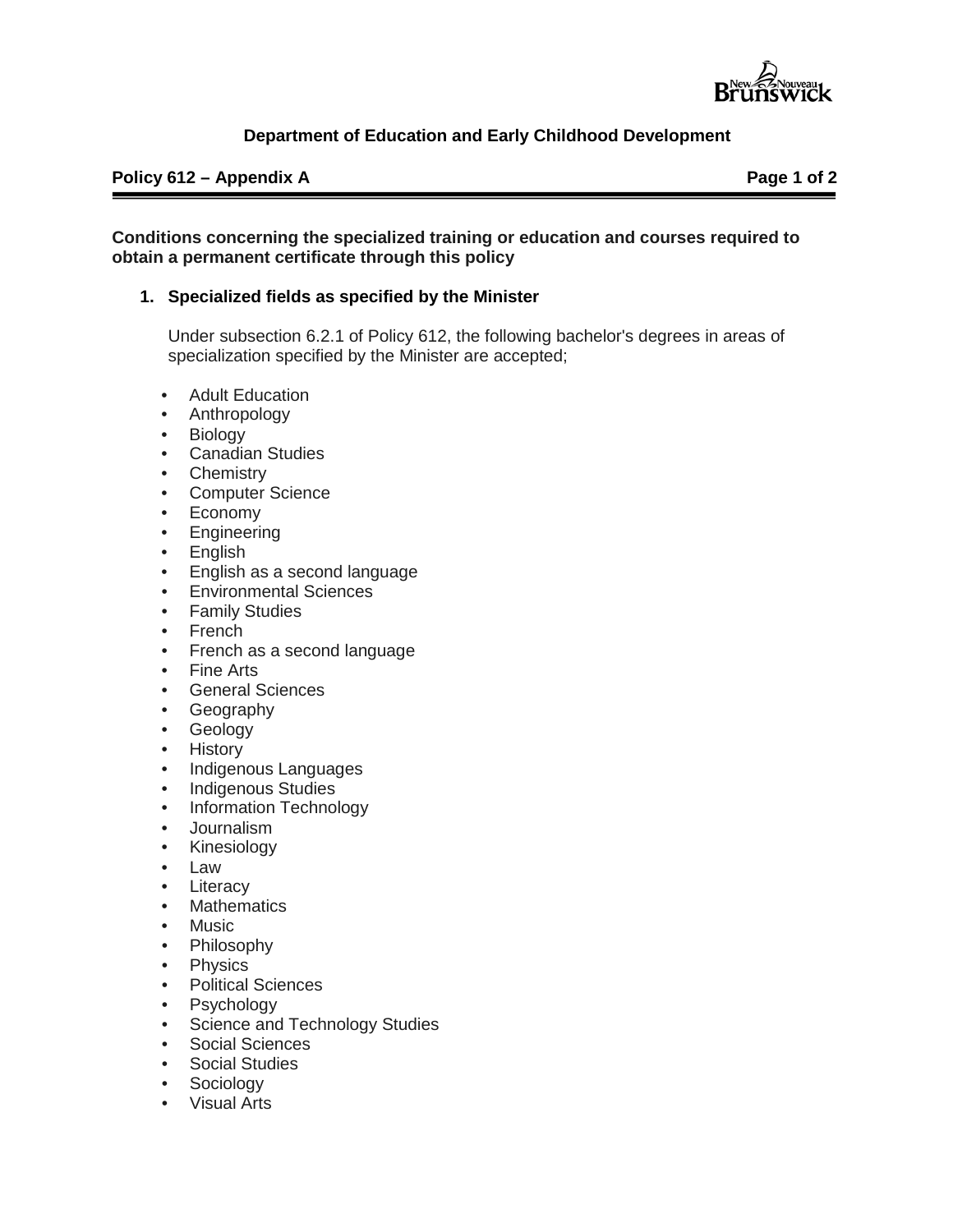**Department of Education and Early Childhood Development**

**Policy 612 – Appendix A**

**Conditions concerning the specialized training or education and courses required to obtain a permanent certificate through this policy**

1. **Specialized fields as specified by the Minister**

   Under subsection 6.2.1 of Policy 612, the following bachelor's degrees in areas of specialization specified by the Minister are accepted;

   - Adult Education
   - Anthropology
   - Biology
   - Canadian Studies
   - Chemistry
   - Computer Science
   - Economy
   - Engineering
   - English
   - English as a second language
   - Environmental Sciences
   - Family Studies
   - French
   - French as a second language
   - Fine Arts
   - General Sciences
   - Geography
   - Geology
   - History
   - Indigenous Languages
   - Indigenous Studies
   - Information Technology
   - Journalism
   - Kinesiology
   - Law
   - Literacy
   - Mathematics
   - Music
   - Philosophy
   - Physics
   - Political Sciences
   - Psychology
   - Science and Technology Studies
   - Social Sciences
   - Social Studies
   - Sociology
   - Visual Arts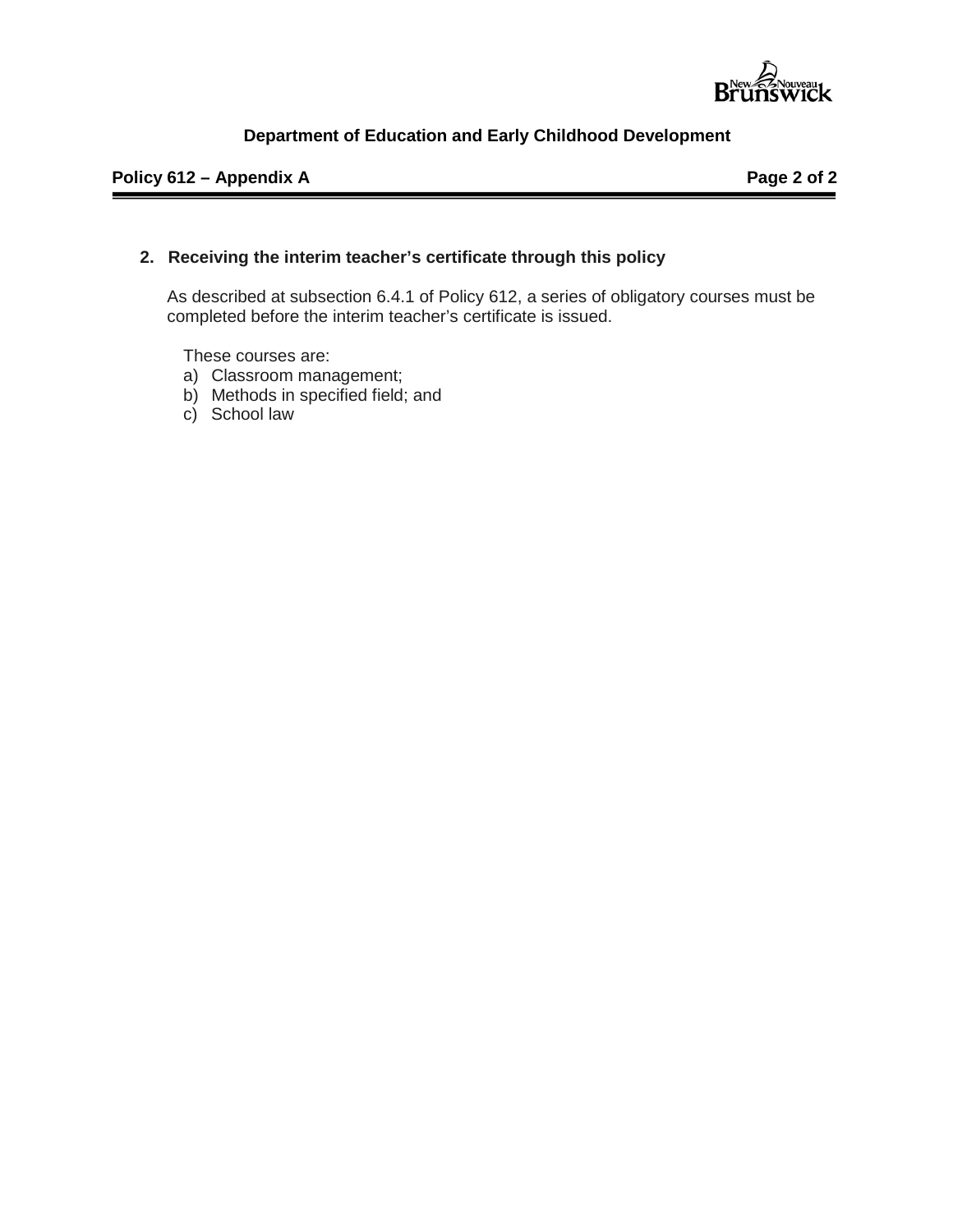## 2. Receiving the interim teacher's certificate through this policy

As described at subsection 6.4.1 of Policy 612, a series of obligatory courses must be completed before the interim teacher's certificate is issued.

These courses are:

a) Classroom management;
b) Methods in specified field; and
c) School law